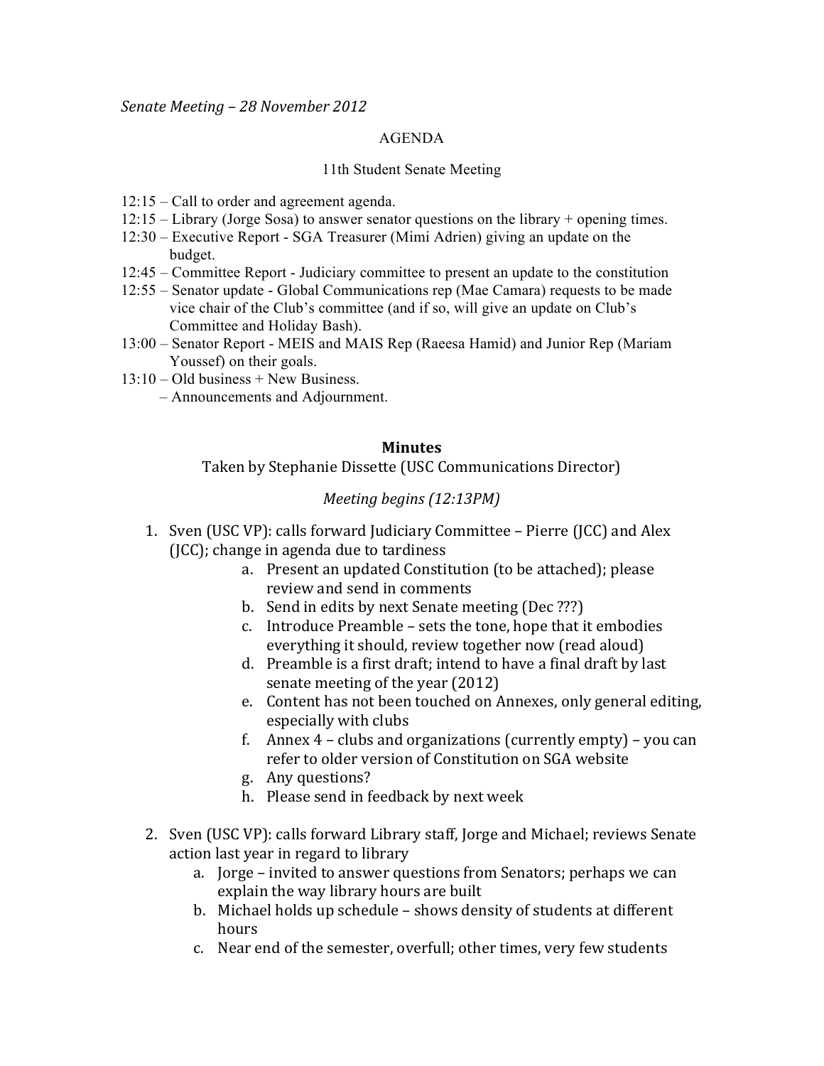*Senate Meeting – 28 November 2012*

AGENDA

11th Student Senate Meeting

12:15 – Call to order and agreement agenda.
12:15 – Library (Jorge Sosa) to answer senator questions on the library + opening times.
12:30 – Executive Report - SGA Treasurer (Mimi Adrien) giving an update on the budget.
12:45 – Committee Report - Judiciary committee to present an update to the constitution
12:55 – Senator update - Global Communications rep (Mae Camara) requests to be made vice chair of the Club's committee (and if so, will give an update on Club's Committee and Holiday Bash).
13:00 – Senator Report - MEIS and MAIS Rep (Raeesa Hamid) and Junior Rep (Mariam Youssef) on their goals.
13:10 – Old business + New Business.
– Announcements and Adjournment.

**Minutes**

Taken by Stephanie Dissette (USC Communications Director)

*Meeting begins (12:13PM)*

1. Sven (USC VP): calls forward Judiciary Committee – Pierre (JCC) and Alex (JCC); change in agenda due to tardiness
    a. Present an updated Constitution (to be attached); please review and send in comments
    b. Send in edits by next Senate meeting (Dec ???)
    c. Introduce Preamble – sets the tone, hope that it embodies everything it should, review together now (read aloud)
    d. Preamble is a first draft; intend to have a final draft by last senate meeting of the year (2012)
    e. Content has not been touched on Annexes, only general editing, especially with clubs
    f. Annex 4 – clubs and organizations (currently empty) – you can refer to older version of Constitution on SGA website
    g. Any questions?
    h. Please send in feedback by next week
2. Sven (USC VP): calls forward Library staff, Jorge and Michael; reviews Senate action last year in regard to library
    a. Jorge – invited to answer questions from Senators; perhaps we can explain the way library hours are built
    b. Michael holds up schedule – shows density of students at different hours
    c. Near end of the semester, overfull; other times, very few students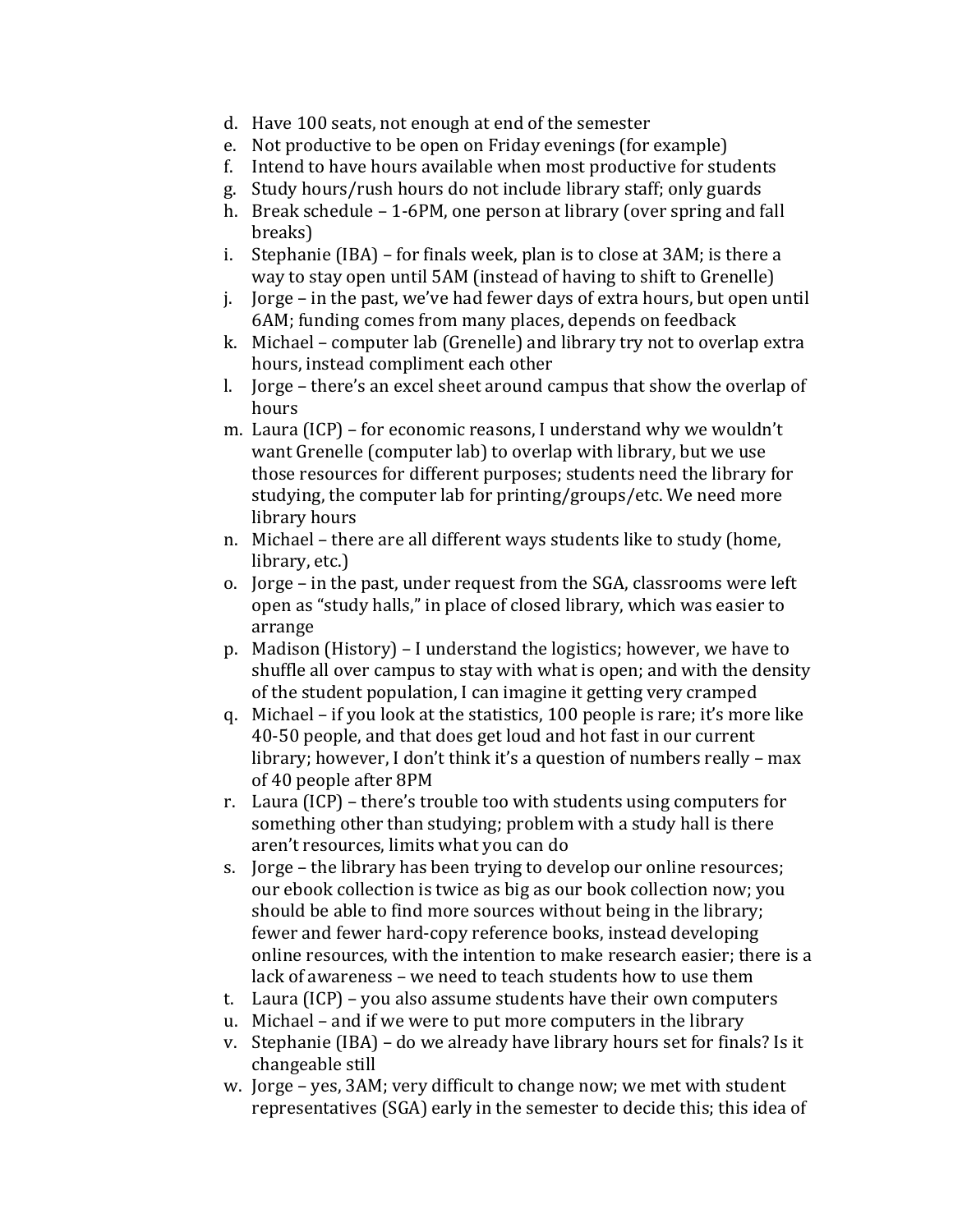d. Have 100 seats, not enough at end of the semester
e. Not productive to be open on Friday evenings (for example)
f. Intend to have hours available when most productive for students
g. Study hours/rush hours do not include library staff; only guards
h. Break schedule – 1-6PM, one person at library (over spring and fall breaks)
i. Stephanie (IBA) – for finals week, plan is to close at 3AM; is there a way to stay open until 5AM (instead of having to shift to Grenelle)
j. Jorge – in the past, we've had fewer days of extra hours, but open until 6AM; funding comes from many places, depends on feedback
k. Michael – computer lab (Grenelle) and library try not to overlap extra hours, instead compliment each other
l. Jorge – there's an excel sheet around campus that show the overlap of hours
m. Laura (ICP) – for economic reasons, I understand why we wouldn't want Grenelle (computer lab) to overlap with library, but we use those resources for different purposes; students need the library for studying, the computer lab for printing/groups/etc. We need more library hours
n. Michael – there are all different ways students like to study (home, library, etc.)
o. Jorge – in the past, under request from the SGA, classrooms were left open as "study halls," in place of closed library, which was easier to arrange
p. Madison (History) – I understand the logistics; however, we have to shuffle all over campus to stay with what is open; and with the density of the student population, I can imagine it getting very cramped
q. Michael – if you look at the statistics, 100 people is rare; it's more like 40-50 people, and that does get loud and hot fast in our current library; however, I don't think it's a question of numbers really – max of 40 people after 8PM
r. Laura (ICP) – there's trouble too with students using computers for something other than studying; problem with a study hall is there aren't resources, limits what you can do
s. Jorge – the library has been trying to develop our online resources; our ebook collection is twice as big as our book collection now; you should be able to find more sources without being in the library; fewer and fewer hard-copy reference books, instead developing online resources, with the intention to make research easier; there is a lack of awareness – we need to teach students how to use them
t. Laura (ICP) – you also assume students have their own computers
u. Michael – and if we were to put more computers in the library
v. Stephanie (IBA) – do we already have library hours set for finals? Is it changeable still
w. Jorge – yes, 3AM; very difficult to change now; we met with student representatives (SGA) early in the semester to decide this; this idea of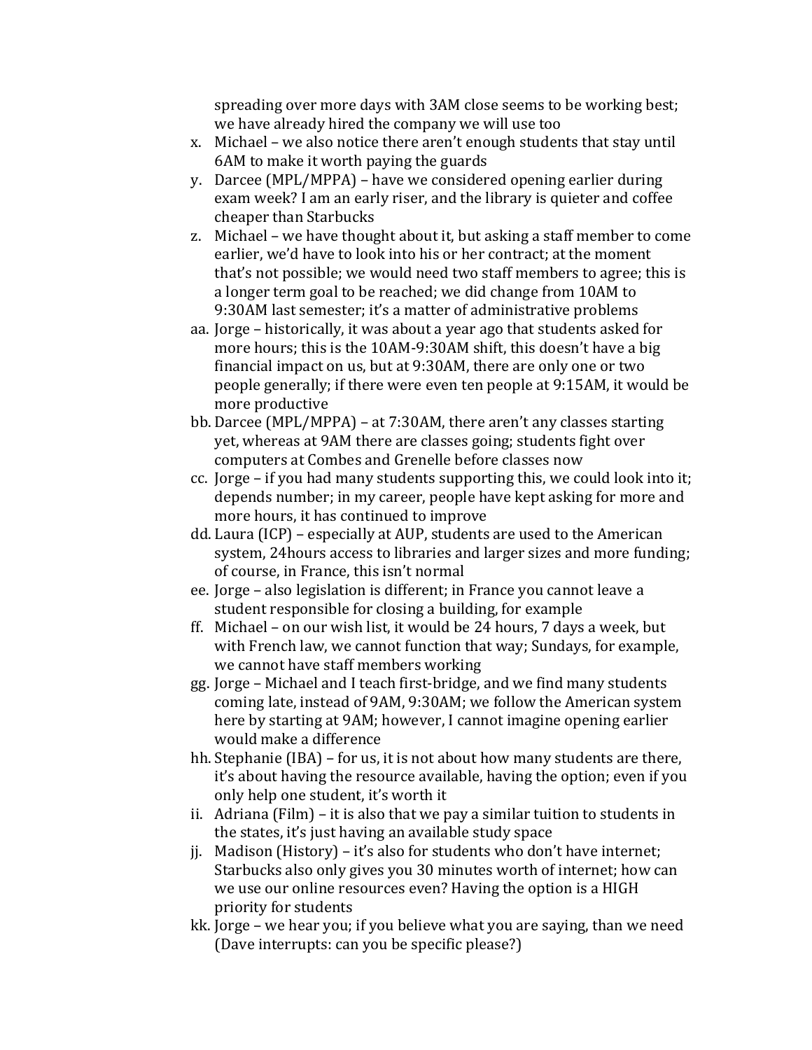spreading over more days with 3AM close seems to be working best; we have already hired the company we will use too

x. Michael – we also notice there aren't enough students that stay until 6AM to make it worth paying the guards
y. Darcee (MPL/MPPA) – have we considered opening earlier during exam week? I am an early riser, and the library is quieter and coffee cheaper than Starbucks
z. Michael – we have thought about it, but asking a staff member to come earlier, we'd have to look into his or her contract; at the moment that's not possible; we would need two staff members to agree; this is a longer term goal to be reached; we did change from 10AM to 9:30AM last semester; it's a matter of administrative problems
aa. Jorge – historically, it was about a year ago that students asked for more hours; this is the 10AM-9:30AM shift, this doesn't have a big financial impact on us, but at 9:30AM, there are only one or two people generally; if there were even ten people at 9:15AM, it would be more productive
bb. Darcee (MPL/MPPA) – at 7:30AM, there aren't any classes starting yet, whereas at 9AM there are classes going; students fight over computers at Combes and Grenelle before classes now
cc. Jorge – if you had many students supporting this, we could look into it; depends number; in my career, people have kept asking for more and more hours, it has continued to improve
dd. Laura (ICP) – especially at AUP, students are used to the American system, 24hours access to libraries and larger sizes and more funding; of course, in France, this isn't normal
ee. Jorge – also legislation is different; in France you cannot leave a student responsible for closing a building, for example
ff. Michael – on our wish list, it would be 24 hours, 7 days a week, but with French law, we cannot function that way; Sundays, for example, we cannot have staff members working
gg. Jorge – Michael and I teach first-bridge, and we find many students coming late, instead of 9AM, 9:30AM; we follow the American system here by starting at 9AM; however, I cannot imagine opening earlier would make a difference
hh. Stephanie (IBA) – for us, it is not about how many students are there, it's about having the resource available, having the option; even if you only help one student, it's worth it
ii. Adriana (Film) – it is also that we pay a similar tuition to students in the states, it's just having an available study space
jj. Madison (History) – it's also for students who don't have internet; Starbucks also only gives you 30 minutes worth of internet; how can we use our online resources even? Having the option is a HIGH priority for students
kk. Jorge – we hear you; if you believe what you are saying, than we need (Dave interrupts: can you be specific please?)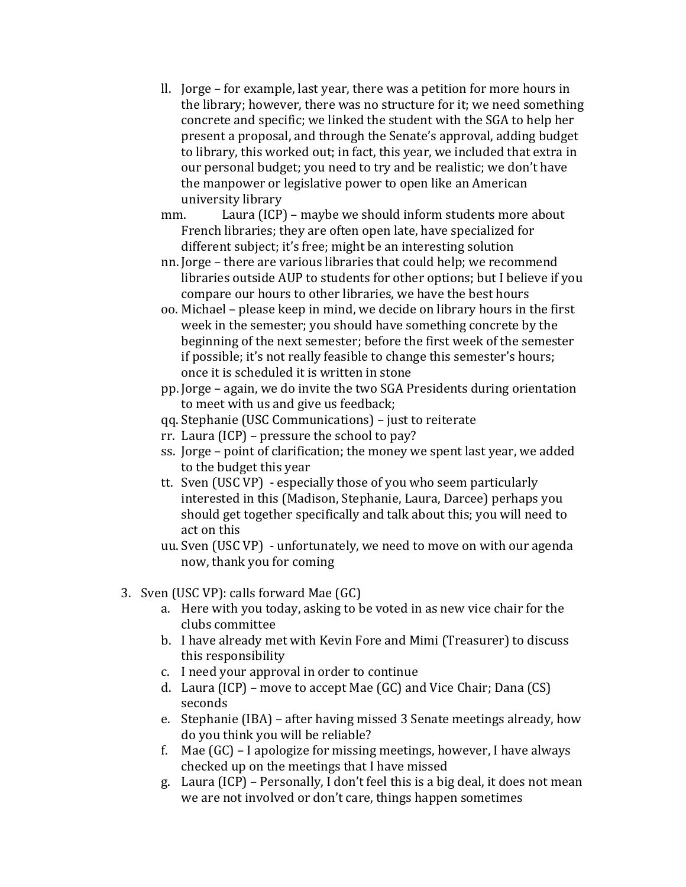ll. Jorge – for example, last year, there was a petition for more hours in the library; however, there was no structure for it; we need something concrete and specific; we linked the student with the SGA to help her present a proposal, and through the Senate's approval, adding budget to library, this worked out; in fact, this year, we included that extra in our personal budget; you need to try and be realistic; we don't have the manpower or legislative power to open like an American university library

mm. Laura (ICP) – maybe we should inform students more about French libraries; they are often open late, have specialized for different subject; it's free; might be an interesting solution

nn. Jorge – there are various libraries that could help; we recommend libraries outside AUP to students for other options; but I believe if you compare our hours to other libraries, we have the best hours

oo. Michael – please keep in mind, we decide on library hours in the first week in the semester; you should have something concrete by the beginning of the next semester; before the first week of the semester if possible; it's not really feasible to change this semester's hours; once it is scheduled it is written in stone

pp. Jorge – again, we do invite the two SGA Presidents during orientation to meet with us and give us feedback;

qq. Stephanie (USC Communications) – just to reiterate

rr. Laura (ICP) – pressure the school to pay?

ss. Jorge – point of clarification; the money we spent last year, we added to the budget this year

tt. Sven (USC VP) - especially those of you who seem particularly interested in this (Madison, Stephanie, Laura, Darcee) perhaps you should get together specifically and talk about this; you will need to act on this

uu. Sven (USC VP) - unfortunately, we need to move on with our agenda now, thank you for coming

3. Sven (USC VP): calls forward Mae (GC)
   a. Here with you today, asking to be voted in as new vice chair for the clubs committee
   b. I have already met with Kevin Fore and Mimi (Treasurer) to discuss this responsibility
   c. I need your approval in order to continue
   d. Laura (ICP) – move to accept Mae (GC) and Vice Chair; Dana (CS) seconds
   e. Stephanie (IBA) – after having missed 3 Senate meetings already, how do you think you will be reliable?
   f. Mae (GC) – I apologize for missing meetings, however, I have always checked up on the meetings that I have missed
   g. Laura (ICP) – Personally, I don't feel this is a big deal, it does not mean we are not involved or don't care, things happen sometimes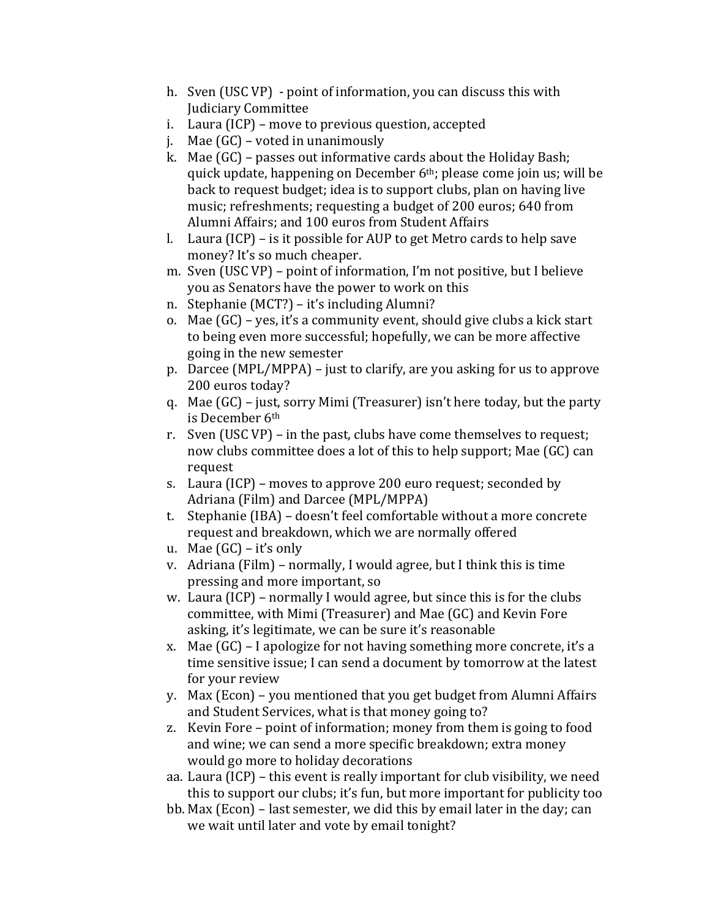h. Sven (USC VP) - point of information, you can discuss this with Judiciary Committee
i. Laura (ICP) – move to previous question, accepted
j. Mae (GC) – voted in unanimously
k. Mae (GC) – passes out informative cards about the Holiday Bash; quick update, happening on December 6th; please come join us; will be back to request budget; idea is to support clubs, plan on having live music; refreshments; requesting a budget of 200 euros; 640 from Alumni Affairs; and 100 euros from Student Affairs
l. Laura (ICP) – is it possible for AUP to get Metro cards to help save money? It's so much cheaper.
m. Sven (USC VP) – point of information, I'm not positive, but I believe you as Senators have the power to work on this
n. Stephanie (MCT?) – it's including Alumni?
o. Mae (GC) – yes, it's a community event, should give clubs a kick start to being even more successful; hopefully, we can be more affective going in the new semester
p. Darcee (MPL/MPPA) – just to clarify, are you asking for us to approve 200 euros today?
q. Mae (GC) – just, sorry Mimi (Treasurer) isn't here today, but the party is December 6th
r. Sven (USC VP) – in the past, clubs have come themselves to request; now clubs committee does a lot of this to help support; Mae (GC) can request
s. Laura (ICP) – moves to approve 200 euro request; seconded by Adriana (Film) and Darcee (MPL/MPPA)
t. Stephanie (IBA) – doesn't feel comfortable without a more concrete request and breakdown, which we are normally offered
u. Mae (GC) – it's only
v. Adriana (Film) – normally, I would agree, but I think this is time pressing and more important, so
w. Laura (ICP) – normally I would agree, but since this is for the clubs committee, with Mimi (Treasurer) and Mae (GC) and Kevin Fore asking, it's legitimate, we can be sure it's reasonable
x. Mae (GC) – I apologize for not having something more concrete, it's a time sensitive issue; I can send a document by tomorrow at the latest for your review
y. Max (Econ) – you mentioned that you get budget from Alumni Affairs and Student Services, what is that money going to?
z. Kevin Fore – point of information; money from them is going to food and wine; we can send a more specific breakdown; extra money would go more to holiday decorations
aa. Laura (ICP) – this event is really important for club visibility, we need this to support our clubs; it's fun, but more important for publicity too
bb. Max (Econ) – last semester, we did this by email later in the day; can we wait until later and vote by email tonight?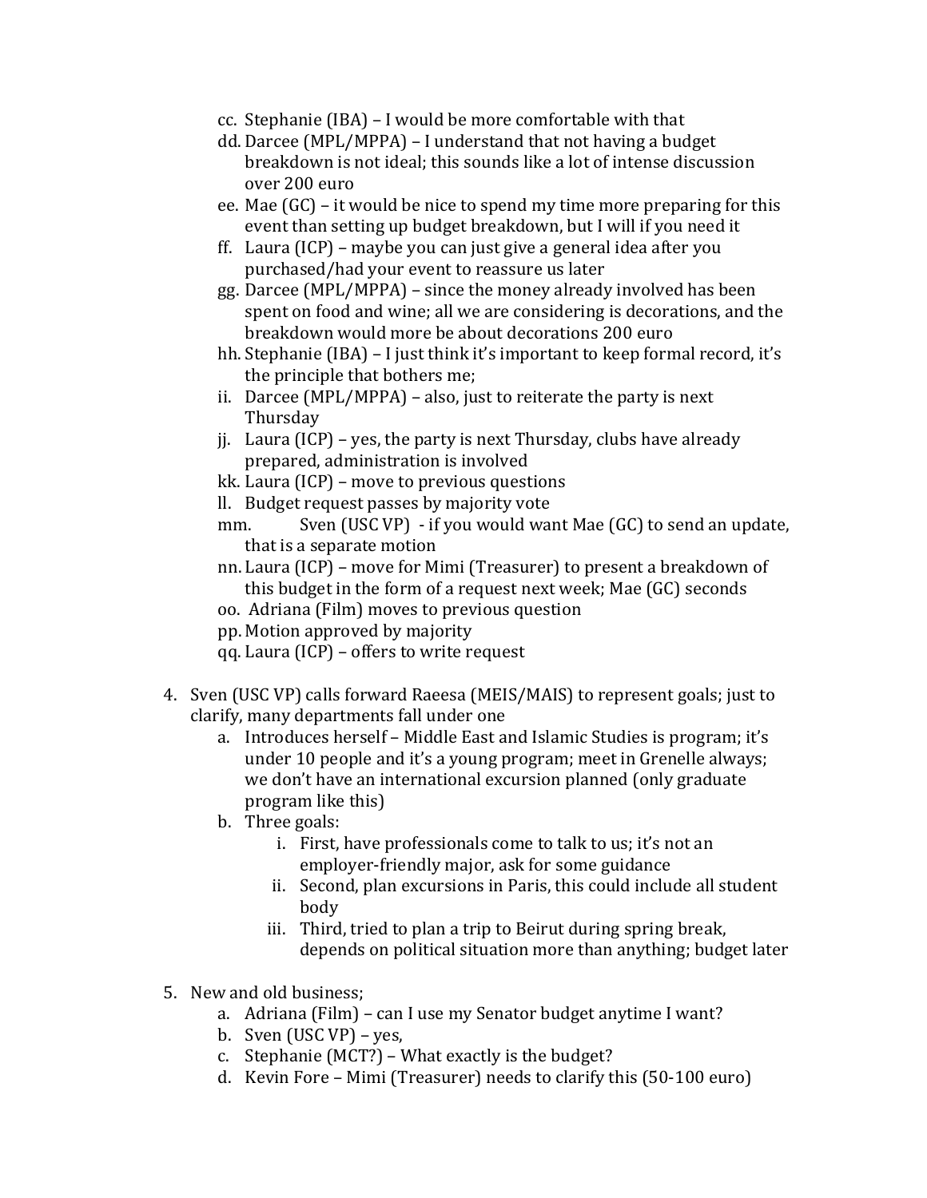cc. Stephanie (IBA) – I would be more comfortable with that

dd. Darcee (MPL/MPPA) – I understand that not having a budget breakdown is not ideal; this sounds like a lot of intense discussion over 200 euro

ee. Mae (GC) – it would be nice to spend my time more preparing for this event than setting up budget breakdown, but I will if you need it

ff. Laura (ICP) – maybe you can just give a general idea after you purchased/had your event to reassure us later

gg. Darcee (MPL/MPPA) – since the money already involved has been spent on food and wine; all we are considering is decorations, and the breakdown would more be about decorations 200 euro

hh. Stephanie (IBA) – I just think it's important to keep formal record, it's the principle that bothers me;

ii. Darcee (MPL/MPPA) – also, just to reiterate the party is next Thursday

jj. Laura (ICP) – yes, the party is next Thursday, clubs have already prepared, administration is involved

kk. Laura (ICP) – move to previous questions

ll. Budget request passes by majority vote

mm. Sven (USC VP) - if you would want Mae (GC) to send an update, that is a separate motion

nn. Laura (ICP) – move for Mimi (Treasurer) to present a breakdown of this budget in the form of a request next week; Mae (GC) seconds

oo. Adriana (Film) moves to previous question

pp. Motion approved by majority

qq. Laura (ICP) – offers to write request

4. Sven (USC VP) calls forward Raeesa (MEIS/MAIS) to represent goals; just to clarify, many departments fall under one
    a. Introduces herself – Middle East and Islamic Studies is program; it's under 10 people and it's a young program; meet in Grenelle always; we don't have an international excursion planned (only graduate program like this)
    b. Three goals:
        i. First, have professionals come to talk to us; it's not an employer-friendly major, ask for some guidance
        ii. Second, plan excursions in Paris, this could include all student body
        iii. Third, tried to plan a trip to Beirut during spring break, depends on political situation more than anything; budget later

5. New and old business;
    a. Adriana (Film) – can I use my Senator budget anytime I want?
    b. Sven (USC VP) – yes,
    c. Stephanie (MCT?) – What exactly is the budget?
    d. Kevin Fore – Mimi (Treasurer) needs to clarify this (50-100 euro)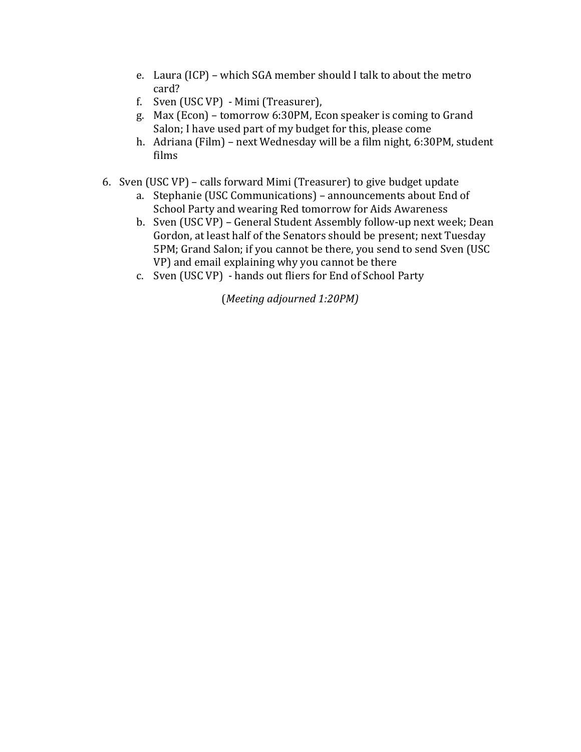e. Laura (ICP) – which SGA member should I talk to about the metro card?
f. Sven (USC VP) - Mimi (Treasurer),
g. Max (Econ) – tomorrow 6:30PM, Econ speaker is coming to Grand Salon; I have used part of my budget for this, please come
h. Adriana (Film) – next Wednesday will be a film night, 6:30PM, student films

6. Sven (USC VP) – calls forward Mimi (Treasurer) to give budget update
   a. Stephanie (USC Communications) – announcements about End of School Party and wearing Red tomorrow for Aids Awareness
   b. Sven (USC VP) – General Student Assembly follow-up next week; Dean Gordon, at least half of the Senators should be present; next Tuesday 5PM; Grand Salon; if you cannot be there, you send to send Sven (USC VP) and email explaining why you cannot be there
   c. Sven (USC VP) - hands out fliers for End of School Party

(*Meeting adjourned 1:20PM)*